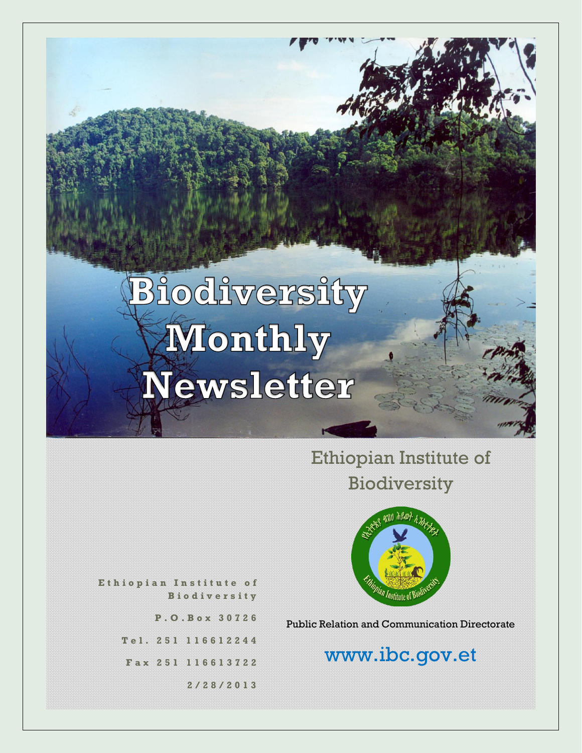# Biodiversity Monthly Newsletter

Ethiopian Institute of Biodiversity

Public Relation and Communication Directorate

www.ibc.gov.et

Ethiopian Institute of Biodiversity

P.O.Box 30726

Tel. 251 116612244

Fax 251 116613722

2/28/2013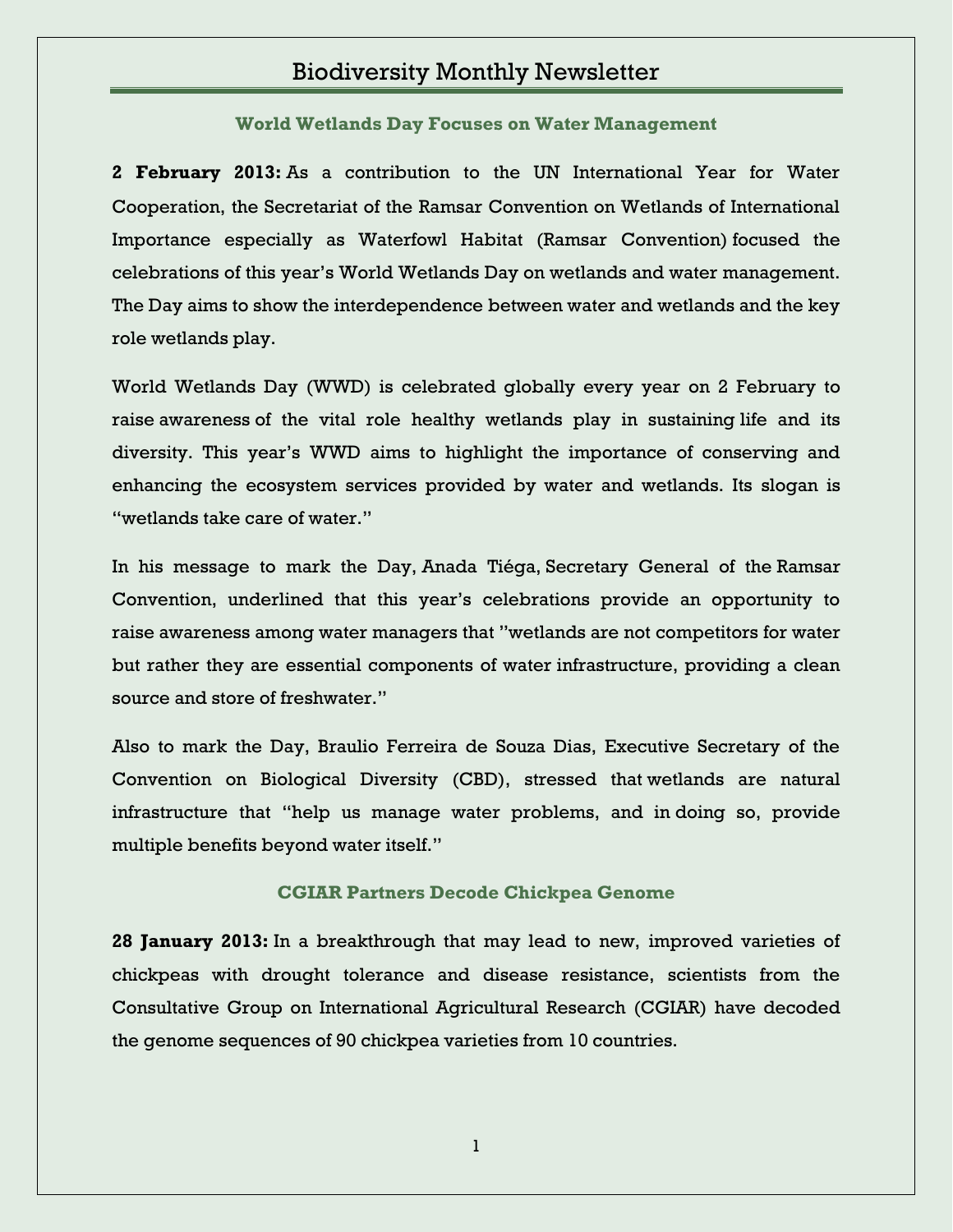# Biodiversity Monthly Newsletter

### World Wetlands Day Focuses on Water Management

**2 February 2013:** As a contribution to the UN International Year for Water Cooperation, the Secretariat of the Ramsar Convention on Wetlands of International Importance especially as Waterfowl Habitat (Ramsar Convention) focused the celebrations of this year's World Wetlands Day on wetlands and water management. The Day aims to show the interdependence between water and wetlands and the key role wetlands play.

World Wetlands Day (WWD) is celebrated globally every year on 2 February to raise awareness of the vital role healthy wetlands play in sustaining life and its diversity. This year's WWD aims to highlight the importance of conserving and enhancing the ecosystem services provided by water and wetlands. Its slogan is "wetlands take care of water."

In his message to mark the Day, Anada Tiéga, Secretary General of the Ramsar Convention, underlined that this year's celebrations provide an opportunity to raise awareness among water managers that "wetlands are not competitors for water but rather they are essential components of water infrastructure, providing a clean source and store of freshwater."

Also to mark the Day, Braulio Ferreira de Souza Dias, Executive Secretary of the Convention on Biological Diversity (CBD), stressed that wetlands are natural infrastructure that "help us manage water problems, and in doing so, provide multiple benefits beyond water itself."

### CGIAR Partners Decode Chickpea Genome

**28 January 2013:** In a breakthrough that may lead to new, improved varieties of chickpeas with drought tolerance and disease resistance, scientists from the Consultative Group on International Agricultural Research (CGIAR) have decoded the genome sequences of 90 chickpea varieties from 10 countries.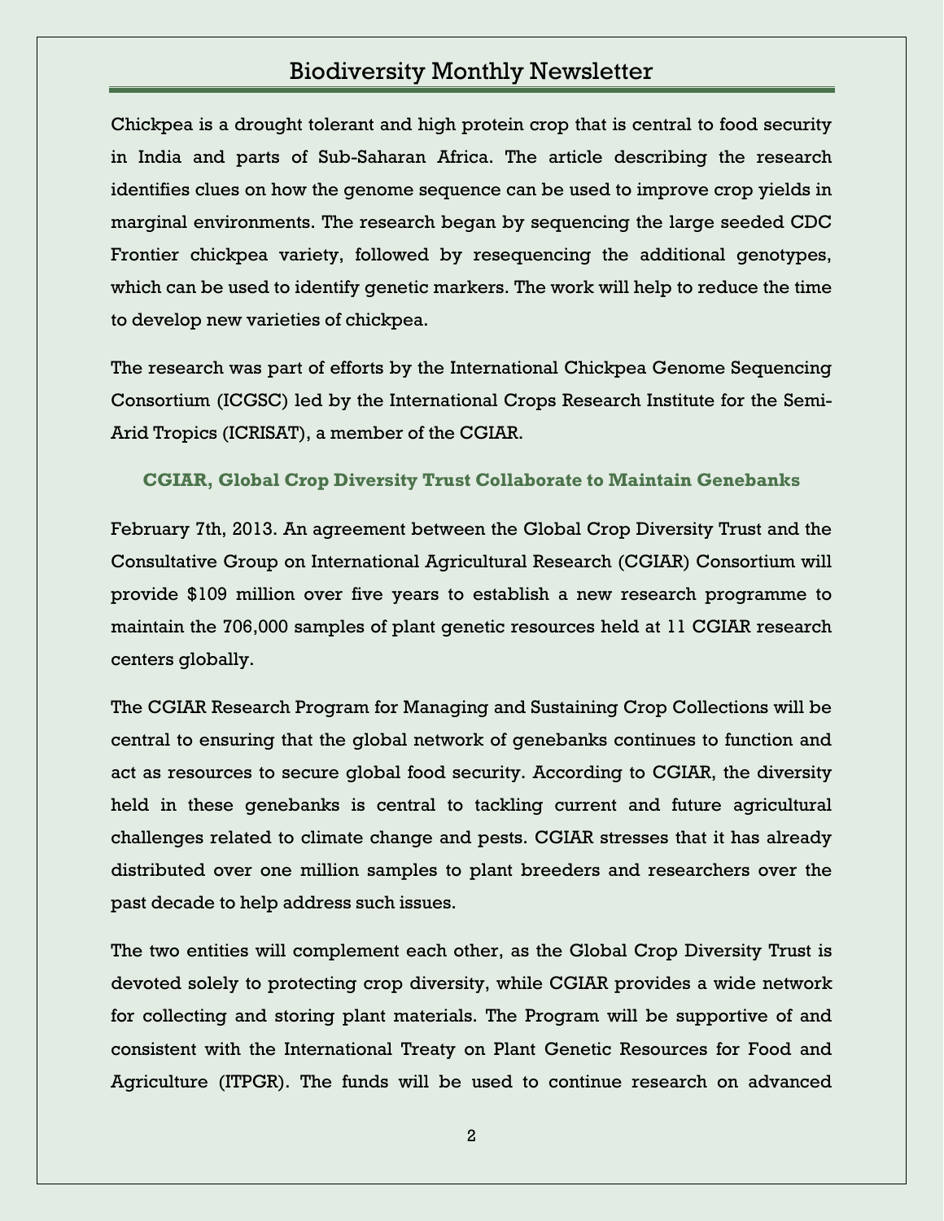Chickpea is a drought tolerant and high protein crop that is central to food security in India and parts of Sub-Saharan Africa. The article describing the research identifies clues on how the genome sequence can be used to improve crop yields in marginal environments. The research began by sequencing the large seeded CDC Frontier chickpea variety, followed by resequencing the additional genotypes, which can be used to identify genetic markers. The work will help to reduce the time to develop new varieties of chickpea.

The research was part of efforts by the International Chickpea Genome Sequencing Consortium (ICGSC) led by the International Crops Research Institute for the Semi-Arid Tropics (ICRISAT), a member of the CGIAR.

### CGIAR, Global Crop Diversity Trust Collaborate to Maintain Genebanks

February 7th, 2013. An agreement between the Global Crop Diversity Trust and the Consultative Group on International Agricultural Research (CGIAR) Consortium will provide $109 million over five years to establish a new research programme to maintain the 706,000 samples of plant genetic resources held at 11 CGIAR research centers globally.

The CGIAR Research Program for Managing and Sustaining Crop Collections will be central to ensuring that the global network of genebanks continues to function and act as resources to secure global food security. According to CGIAR, the diversity held in these genebanks is central to tackling current and future agricultural challenges related to climate change and pests. CGIAR stresses that it has already distributed over one million samples to plant breeders and researchers over the past decade to help address such issues.

The two entities will complement each other, as the Global Crop Diversity Trust is devoted solely to protecting crop diversity, while CGIAR provides a wide network for collecting and storing plant materials. The Program will be supportive of and consistent with the International Treaty on Plant Genetic Resources for Food and Agriculture (ITPGR). The funds will be used to continue research on advanced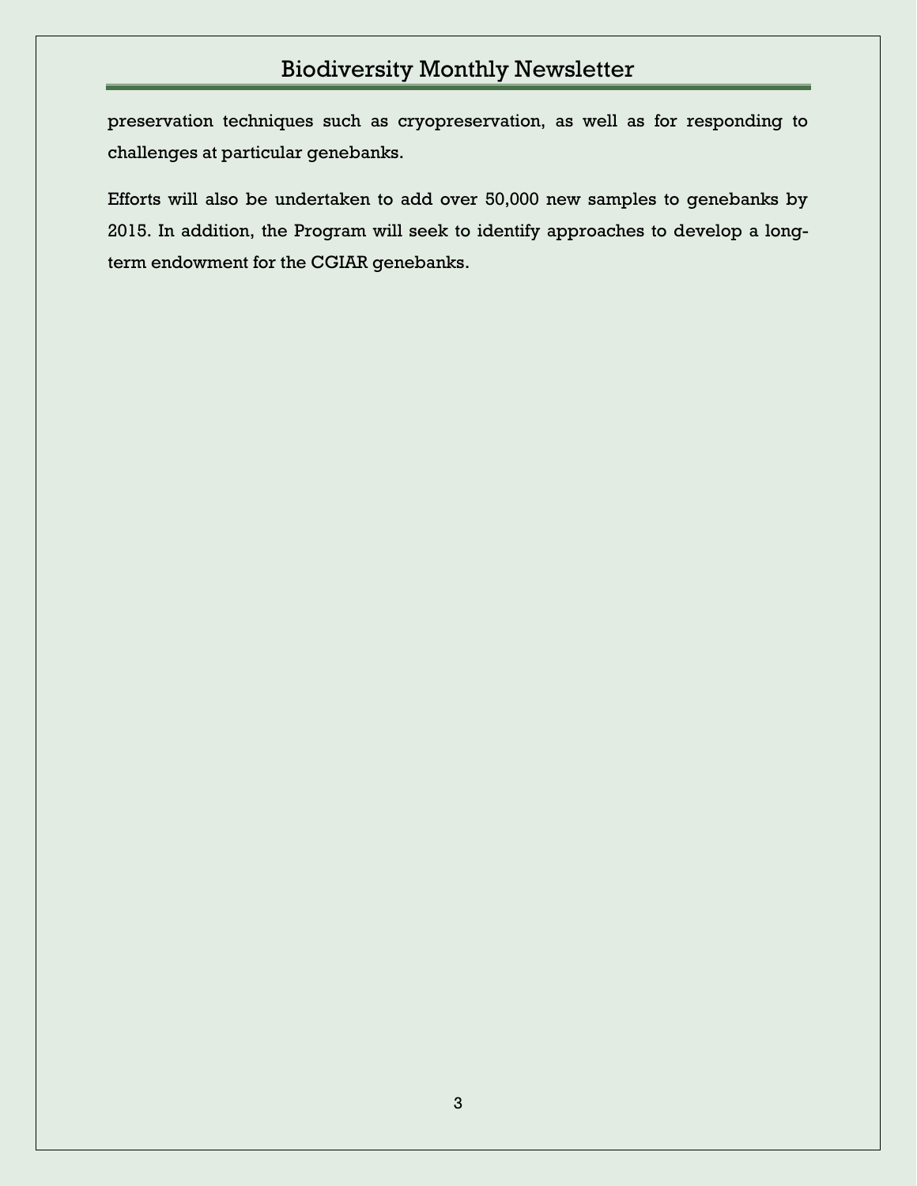preservation techniques such as cryopreservation, as well as for responding to challenges at particular genebanks.

Efforts will also be undertaken to add over 50,000 new samples to genebanks by 2015. In addition, the Program will seek to identify approaches to develop a long-term endowment for the CGIAR genebanks.